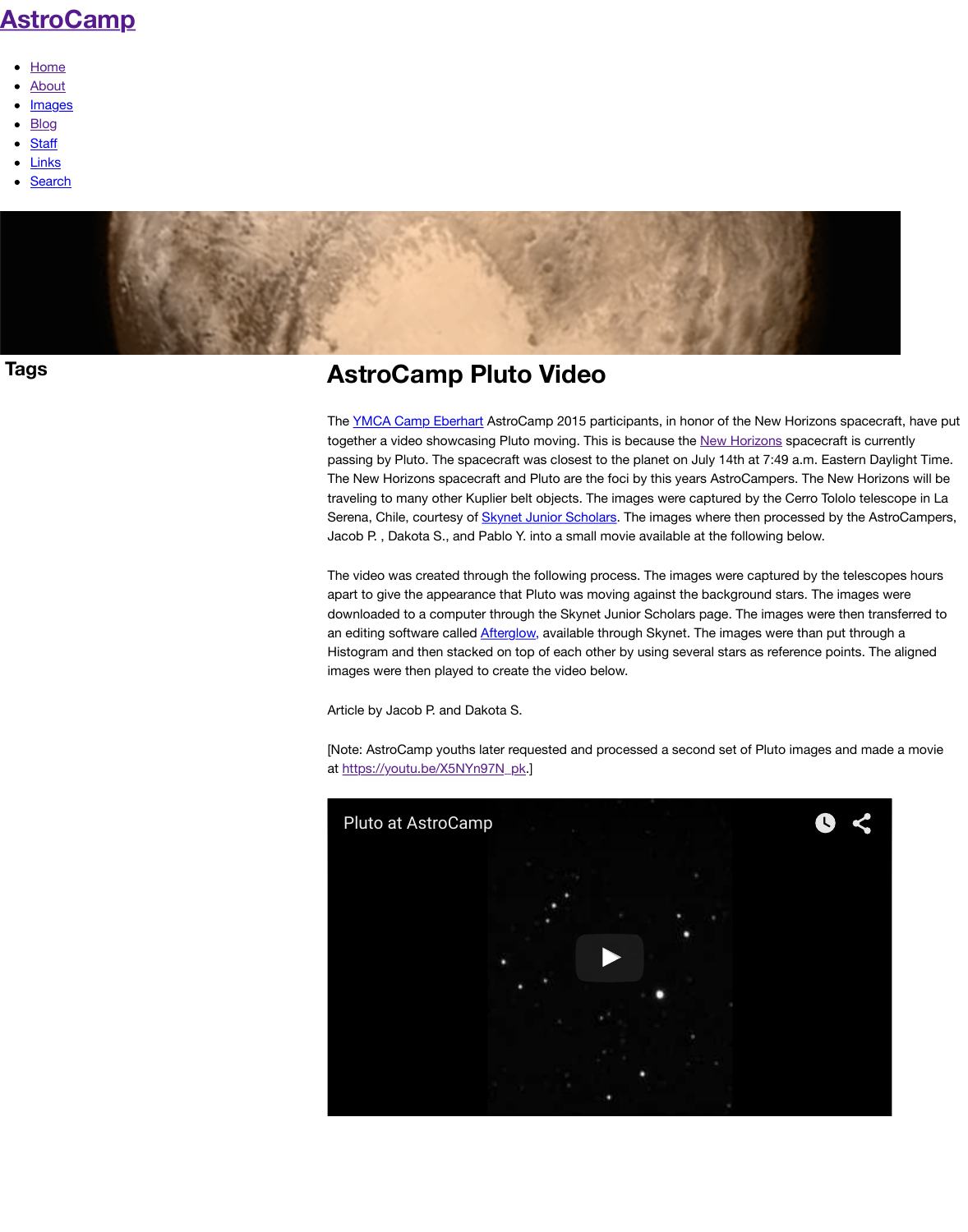# AstroCamp

- Home
- About
- Images
- Blog
- Staff
- Links
- Search

## Tags

# AstroCamp Pluto Video

The YMCA Camp Eberhart AstroCamp 2015 participants, in honor of the New Horizons spacecraft, have put together a video showcasing Pluto moving. This is because the New Horizons spacecraft is currently passing by Pluto. The spacecraft was closest to the planet on July 14th at 7:49 a.m. Eastern Daylight Time. The New Horizons spacecraft and Pluto are the foci by this years AstroCampers. The New Horizons will be traveling to many other Kuplier belt objects. The images were captured by the Cerro Tololo telescope in La Serena, Chile, courtesy of Skynet Junior Scholars. The images where then processed by the AstroCampers, Jacob P. , Dakota S., and Pablo Y. into a small movie available at the following below.

The video was created through the following process. The images were captured by the telescopes hours apart to give the appearance that Pluto was moving against the background stars. The images were downloaded to a computer through the Skynet Junior Scholars page. The images were then transferred to an editing software called Afterglow, available through Skynet. The images were than put through a Histogram and then stacked on top of each other by using several stars as reference points. The aligned images were then played to create the video below.

Article by Jacob P. and Dakota S.

[Note: AstroCamp youths later requested and processed a second set of Pluto images and made a movie at https://youtu.be/X5NYn97N_pk.]

Pluto at AstroCamp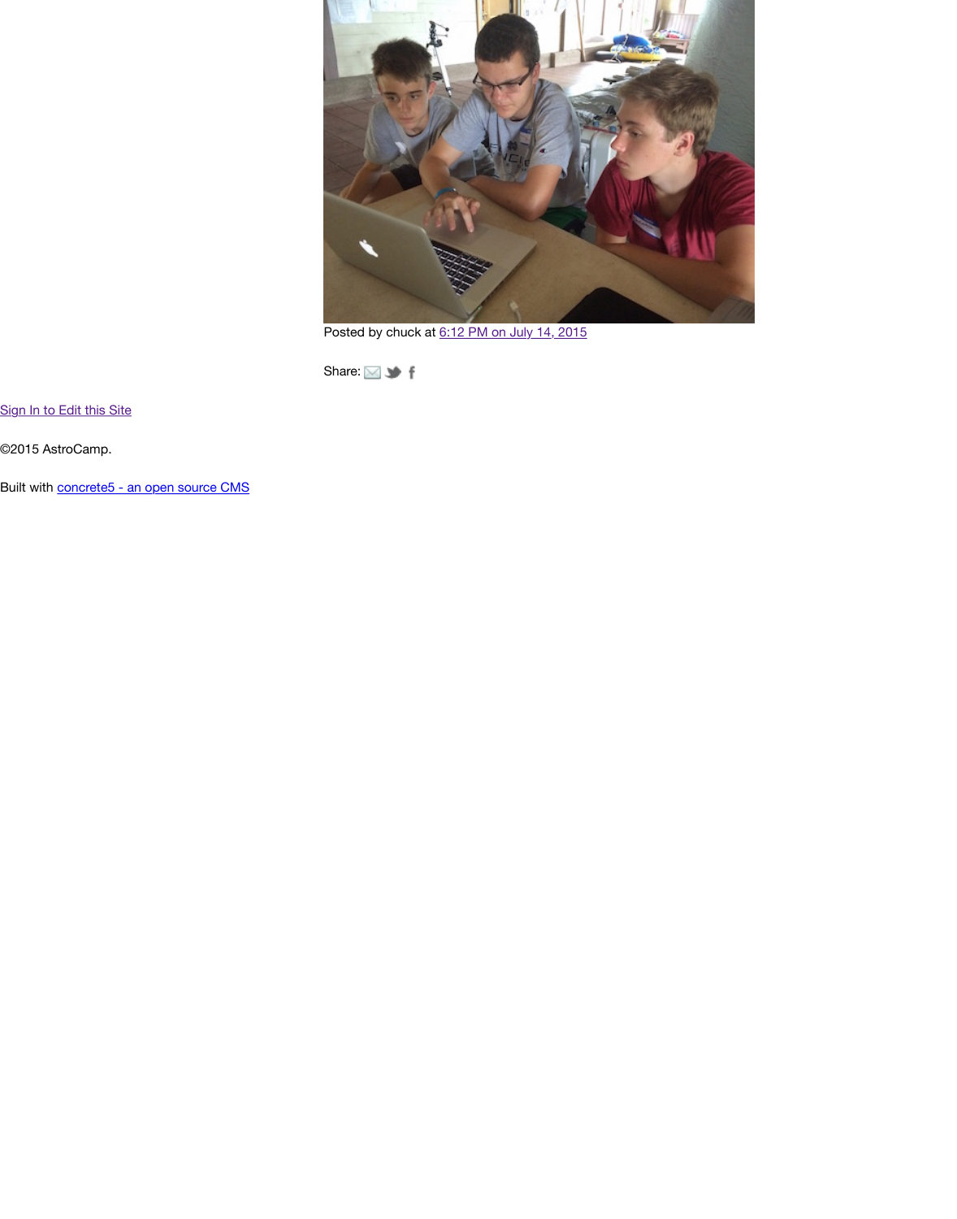Posted by chuck at 6:12 PM on July 14, 2015

Share:

Sign In to Edit this Site

©2015 AstroCamp.

Built with concrete5 - an open source CMS